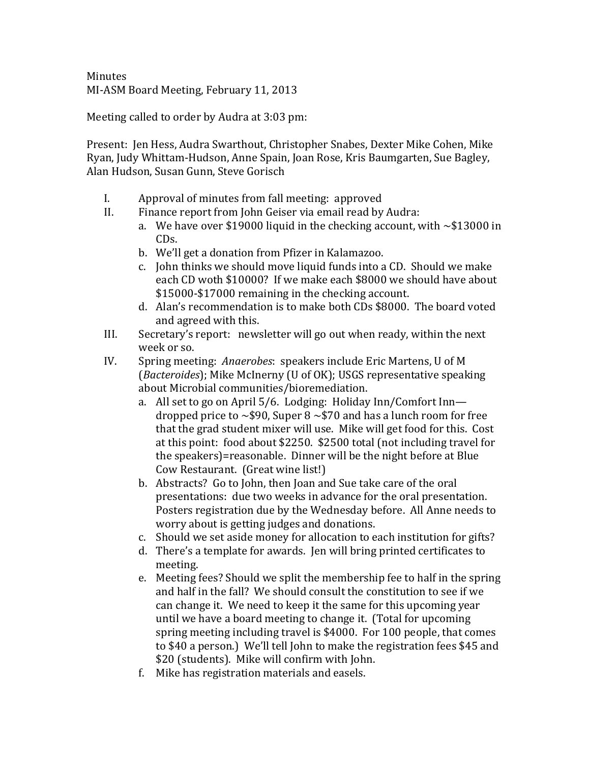Minutes
MI-ASM Board Meeting, February 11, 2013

Meeting called to order by Audra at 3:03 pm:

Present: Jen Hess, Audra Swarthout, Christopher Snabes, Dexter Mike Cohen, Mike Ryan, Judy Whittam-Hudson, Anne Spain, Joan Rose, Kris Baumgarten, Sue Bagley, Alan Hudson, Susan Gunn, Steve Gorisch

I. Approval of minutes from fall meeting: approved

II. Finance report from John Geiser via email read by Audra:
   a. We have over $19000 liquid in the checking account, with ~$13000 in CDs.
   b. We'll get a donation from Pfizer in Kalamazoo.
   c. John thinks we should move liquid funds into a CD. Should we make each CD woth $10000? If we make each $8000 we should have about $15000-$17000 remaining in the checking account.
   d. Alan's recommendation is to make both CDs $8000. The board voted and agreed with this.

III. Secretary's report: newsletter will go out when ready, within the next week or so.

IV. Spring meeting: *Anaerobes*: speakers include Eric Martens, U of M (*Bacteroides*); Mike McInerny (U of OK); USGS representative speaking about Microbial communities/bioremediation.
   a. All set to go on April 5/6. Lodging: Holiday Inn/Comfort Inn—dropped price to ~$90, Super 8 ~$70 and has a lunch room for free that the grad student mixer will use. Mike will get food for this. Cost at this point: food about $2250. $2500 total (not including travel for the speakers)=reasonable. Dinner will be the night before at Blue Cow Restaurant. (Great wine list!)
   b. Abstracts? Go to John, then Joan and Sue take care of the oral presentations: due two weeks in advance for the oral presentation. Posters registration due by the Wednesday before. All Anne needs to worry about is getting judges and donations.
   c. Should we set aside money for allocation to each institution for gifts?
   d. There's a template for awards. Jen will bring printed certificates to meeting.
   e. Meeting fees? Should we split the membership fee to half in the spring and half in the fall? We should consult the constitution to see if we can change it. We need to keep it the same for this upcoming year until we have a board meeting to change it. (Total for upcoming spring meeting including travel is $4000. For 100 people, that comes to $40 a person.) We'll tell John to make the registration fees $45 and $20 (students). Mike will confirm with John.
   f. Mike has registration materials and easels.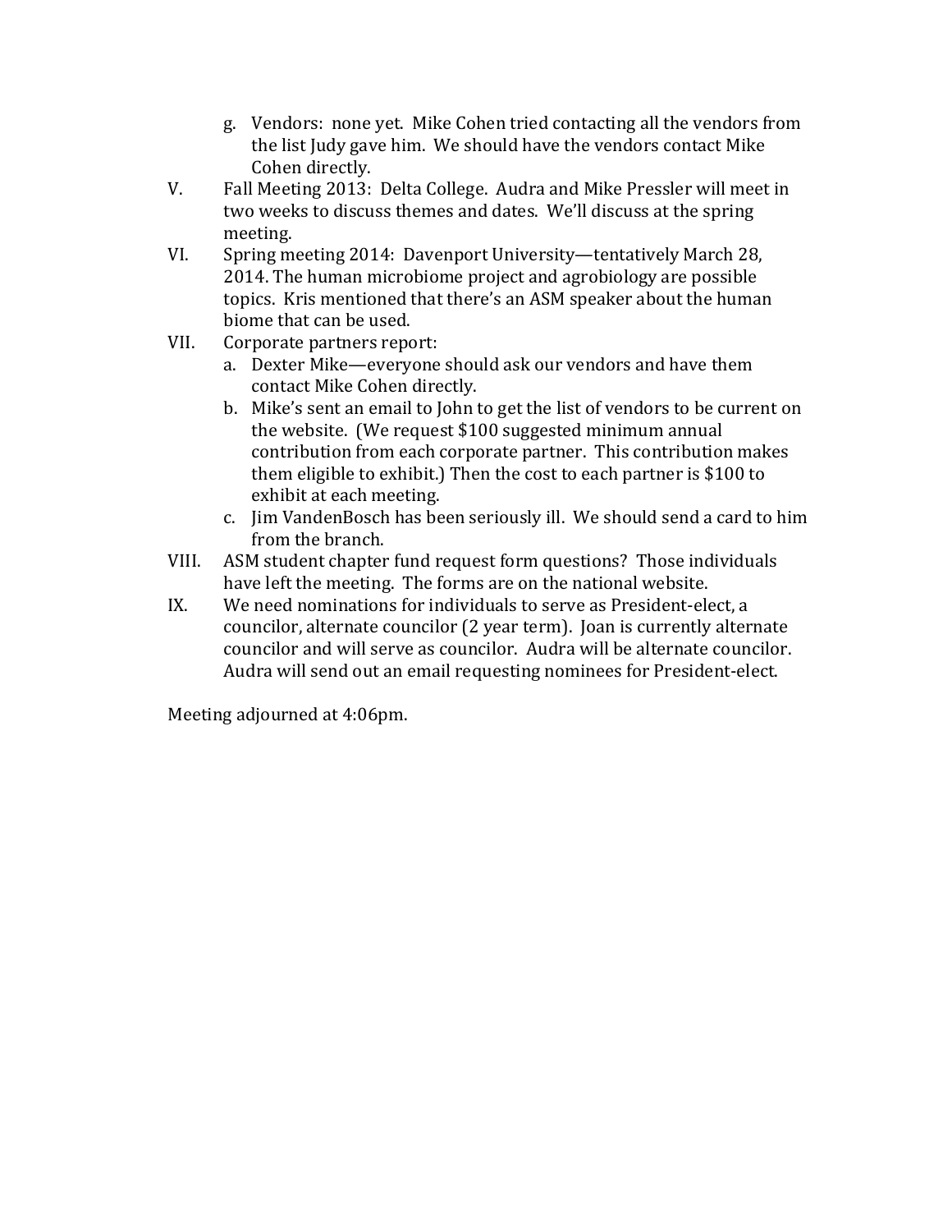g. Vendors: none yet. Mike Cohen tried contacting all the vendors from the list Judy gave him. We should have the vendors contact Mike Cohen directly.

V. Fall Meeting 2013: Delta College. Audra and Mike Pressler will meet in two weeks to discuss themes and dates. We'll discuss at the spring meeting.

VI. Spring meeting 2014: Davenport University—tentatively March 28, 2014. The human microbiome project and agrobiology are possible topics. Kris mentioned that there's an ASM speaker about the human biome that can be used.

VII. Corporate partners report:
   a. Dexter Mike—everyone should ask our vendors and have them contact Mike Cohen directly.
   b. Mike's sent an email to John to get the list of vendors to be current on the website. (We request $100 suggested minimum annual contribution from each corporate partner. This contribution makes them eligible to exhibit.) Then the cost to each partner is $100 to exhibit at each meeting.
   c. Jim VandenBosch has been seriously ill. We should send a card to him from the branch.

VIII. ASM student chapter fund request form questions? Those individuals have left the meeting. The forms are on the national website.

IX. We need nominations for individuals to serve as President-elect, a councilor, alternate councilor (2 year term). Joan is currently alternate councilor and will serve as councilor. Audra will be alternate councilor. Audra will send out an email requesting nominees for President-elect.

Meeting adjourned at 4:06pm.